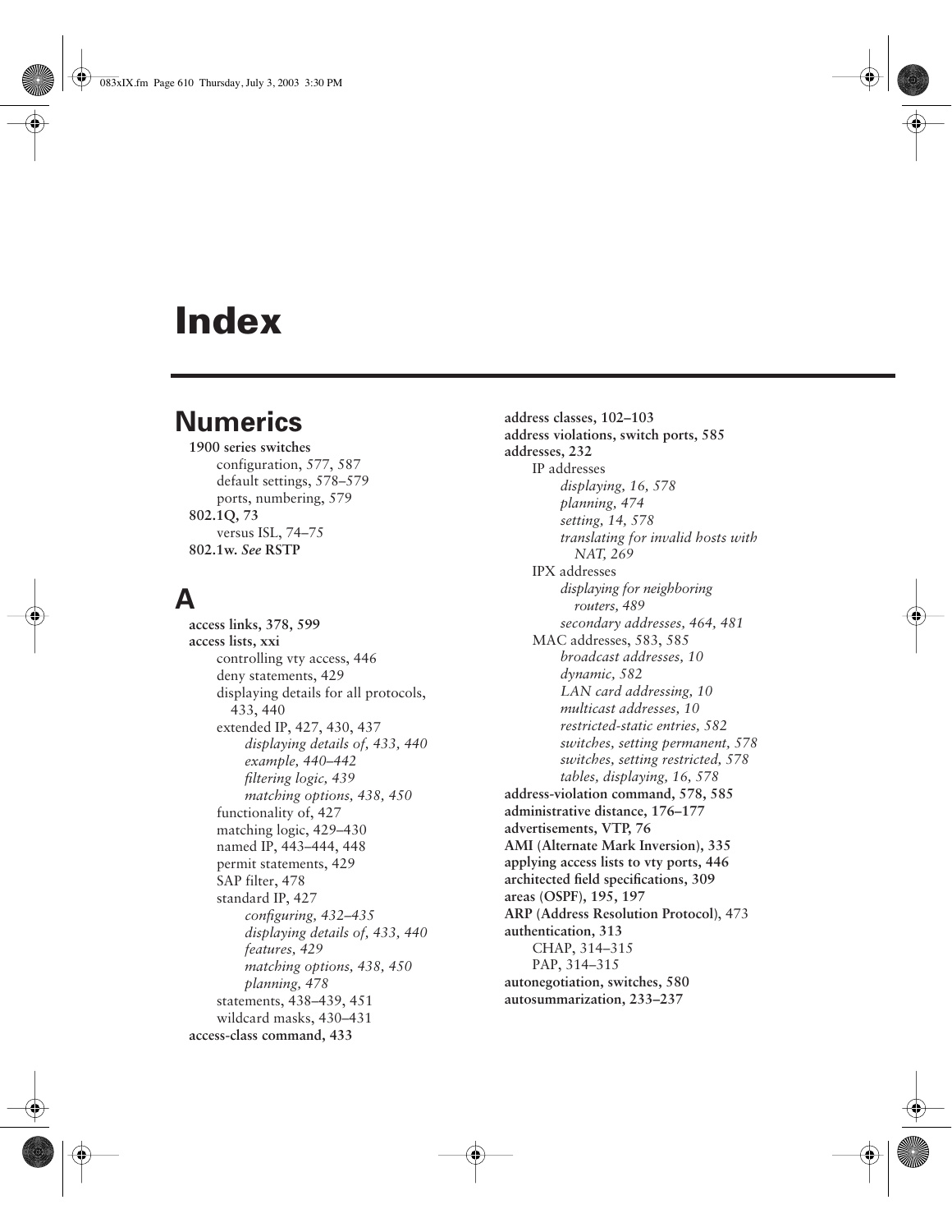# Index

## Numerics

**1900 series switches**
- configuration, 577, 587
- default settings, 578–579
- ports, numbering, 579

**802.1Q, 73**
- versus ISL, 74–75

**802.1w.** ***See*** **RSTP**

## A

**access links, 378, 599**

**access lists, xxi**
- controlling vty access, 446
- deny statements, 429
- displaying details for all protocols, 433, 440
- extended IP, 427, 430, 437
  - *displaying details of, 433, 440*
  - *example, 440–442*
  - *filtering logic, 439*
  - *matching options, 438, 450*
- functionality of, 427
- matching logic, 429–430
- named IP, 443–444, 448
- permit statements, 429
- SAP filter, 478
- standard IP, 427
  - *configuring, 432–435*
  - *displaying details of, 433, 440*
  - *features, 429*
  - *matching options, 438, 450*
  - *planning, 478*
- statements, 438–439, 451
- wildcard masks, 430–431

**access-class command, 433**

**address classes, 102–103**

**address violations, switch ports, 585**

**addresses, 232**
- IP addresses
  - *displaying, 16, 578*
  - *planning, 474*
  - *setting, 14, 578*
  - *translating for invalid hosts with NAT, 269*
- IPX addresses
  - *displaying for neighboring routers, 489*
  - *secondary addresses, 464, 481*
- MAC addresses, 583, 585
  - *broadcast addresses, 10*
  - *dynamic, 582*
  - *LAN card addressing, 10*
  - *multicast addresses, 10*
  - *restricted-static entries, 582*
  - *switches, setting permanent, 578*
  - *switches, setting restricted, 578*
  - *tables, displaying, 16, 578*

**address-violation command, 578, 585**

**administrative distance, 176–177**

**advertisements, VTP, 76**

**AMI (Alternate Mark Inversion), 335**

**applying access lists to vty ports, 446**

**architected field specifications, 309**

**areas (OSPF), 195, 197**

**ARP (Address Resolution Protocol)**, 473

**authentication, 313**
- CHAP, 314–315
- PAP, 314–315

**autonegotiation, switches, 580**

**autosummarization, 233–237**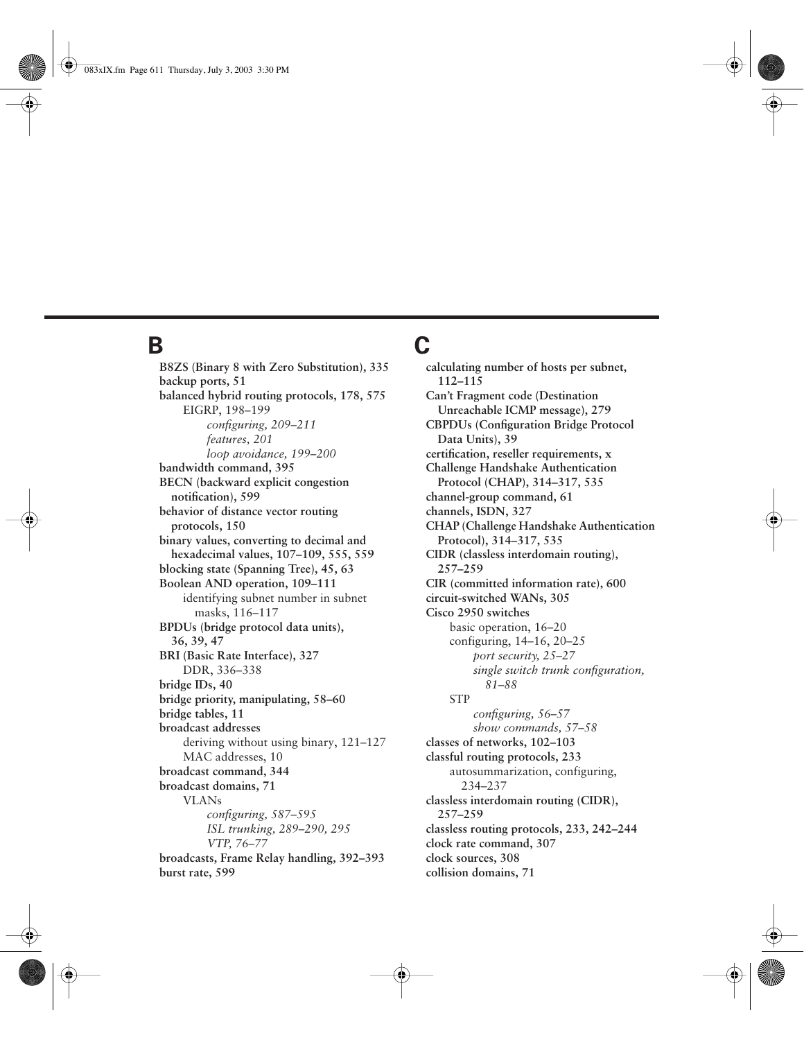## B

**B8ZS (Binary 8 with Zero Substitution), 335**
**backup ports, 51**
**balanced hybrid routing protocols, 178, 575**
- EIGRP, 198–199
  - *configuring, 209–211*
  - *features, 201*
  - *loop avoidance, 199–200*

**bandwidth command, 395**
**BECN (backward explicit congestion notification), 599**
**behavior of distance vector routing protocols, 150**
**binary values, converting to decimal and hexadecimal values, 107–109, 555, 559**
**blocking state (Spanning Tree), 45, 63**
**Boolean AND operation, 109–111**
- identifying subnet number in subnet masks, 116–117

**BPDUs (bridge protocol data units), 36, 39, 47**
**BRI (Basic Rate Interface), 327**
- DDR, 336–338

**bridge IDs, 40**
**bridge priority, manipulating, 58–60**
**bridge tables, 11**
**broadcast addresses**
- deriving without using binary, 121–127
- MAC addresses, 10

**broadcast command, 344**
**broadcast domains, 71**
- VLANs
  - *configuring, 587–595*
  - *ISL trunking, 289–290, 295*
  - *VTP, 76–77*

**broadcasts, Frame Relay handling, 392–393**
**burst rate, 599**

## C

**calculating number of hosts per subnet, 112–115**
**Can't Fragment code (Destination Unreachable ICMP message), 279**
**CBPDUs (Configuration Bridge Protocol Data Units), 39**
**certification, reseller requirements, x**
**Challenge Handshake Authentication Protocol (CHAP), 314–317, 535**
**channel-group command, 61**
**channels, ISDN, 327**
**CHAP (Challenge Handshake Authentication Protocol), 314–317, 535**
**CIDR (classless interdomain routing), 257–259**
**CIR (committed information rate), 600**
**circuit-switched WANs, 305**
**Cisco 2950 switches**
- basic operation, 16–20
- configuring, 14–16, 20–25
  - *port security, 25–27*
  - *single switch trunk configuration, 81–88*
- STP
  - *configuring, 56–57*
  - *show commands, 57–58*

**classes of networks, 102–103**
**classful routing protocols, 233**
- autosummarization, configuring, 234–237

**classless interdomain routing (CIDR), 257–259**
**classless routing protocols, 233, 242–244**
**clock rate command, 307**
**clock sources, 308**
**collision domains, 71**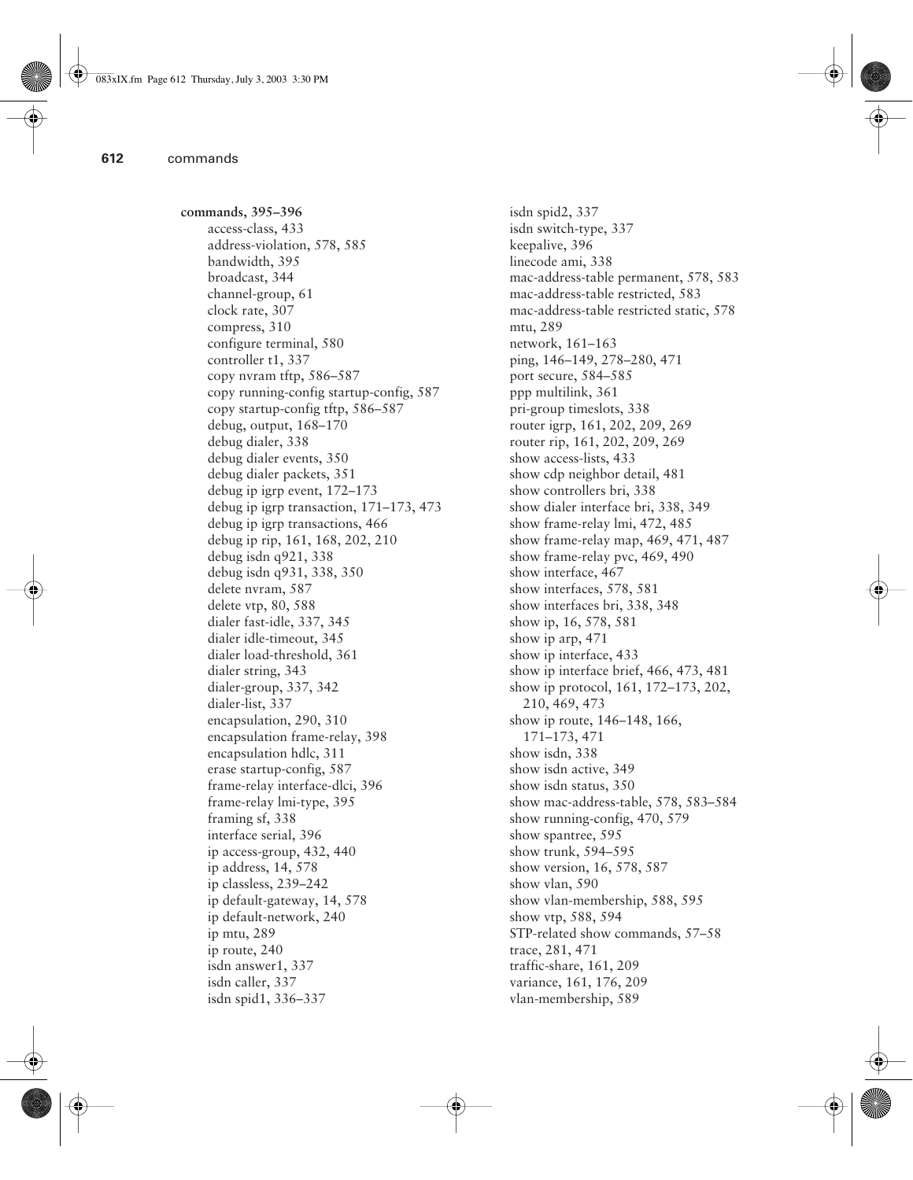**commands, 395–396**

- access-class, 433
- address-violation, 578, 585
- bandwidth, 395
- broadcast, 344
- channel-group, 61
- clock rate, 307
- compress, 310
- configure terminal, 580
- controller t1, 337
- copy nvram tftp, 586–587
- copy running-config startup-config, 587
- copy startup-config tftp, 586–587
- debug, output, 168–170
- debug dialer, 338
- debug dialer events, 350
- debug dialer packets, 351
- debug ip igrp event, 172–173
- debug ip igrp transaction, 171–173, 473
- debug ip igrp transactions, 466
- debug ip rip, 161, 168, 202, 210
- debug isdn q921, 338
- debug isdn q931, 338, 350
- delete nvram, 587
- delete vtp, 80, 588
- dialer fast-idle, 337, 345
- dialer idle-timeout, 345
- dialer load-threshold, 361
- dialer string, 343
- dialer-group, 337, 342
- dialer-list, 337
- encapsulation, 290, 310
- encapsulation frame-relay, 398
- encapsulation hdlc, 311
- erase startup-config, 587
- frame-relay interface-dlci, 396
- frame-relay lmi-type, 395
- framing sf, 338
- interface serial, 396
- ip access-group, 432, 440
- ip address, 14, 578
- ip classless, 239–242
- ip default-gateway, 14, 578
- ip default-network, 240
- ip mtu, 289
- ip route, 240
- isdn answer1, 337
- isdn caller, 337
- isdn spid1, 336–337
- isdn spid2, 337
- isdn switch-type, 337
- keepalive, 396
- linecode ami, 338
- mac-address-table permanent, 578, 583
- mac-address-table restricted, 583
- mac-address-table restricted static, 578
- mtu, 289
- network, 161–163
- ping, 146–149, 278–280, 471
- port secure, 584–585
- ppp multilink, 361
- pri-group timeslots, 338
- router igrp, 161, 202, 209, 269
- router rip, 161, 202, 209, 269
- show access-lists, 433
- show cdp neighbor detail, 481
- show controllers bri, 338
- show dialer interface bri, 338, 349
- show frame-relay lmi, 472, 485
- show frame-relay map, 469, 471, 487
- show frame-relay pvc, 469, 490
- show interface, 467
- show interfaces, 578, 581
- show interfaces bri, 338, 348
- show ip, 16, 578, 581
- show ip arp, 471
- show ip interface, 433
- show ip interface brief, 466, 473, 481
- show ip protocol, 161, 172–173, 202, 210, 469, 473
- show ip route, 146–148, 166, 171–173, 471
- show isdn, 338
- show isdn active, 349
- show isdn status, 350
- show mac-address-table, 578, 583–584
- show running-config, 470, 579
- show spantree, 595
- show trunk, 594–595
- show version, 16, 578, 587
- show vlan, 590
- show vlan-membership, 588, 595
- show vtp, 588, 594
- STP-related show commands, 57–58
- trace, 281, 471
- traffic-share, 161, 209
- variance, 161, 176, 209
- vlan-membership, 589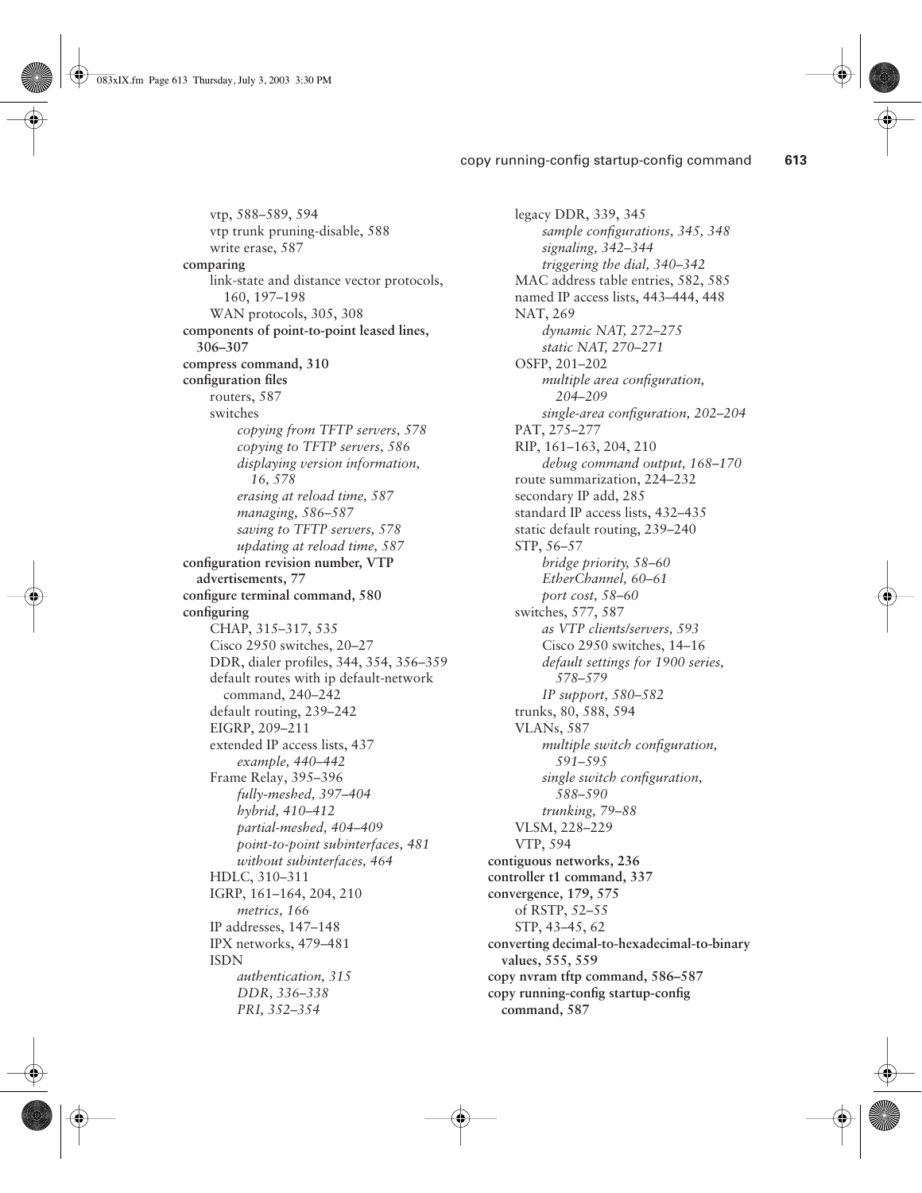vtp, 588–589, 594
vtp trunk pruning-disable, 588
write erase, 587

**comparing**
link-state and distance vector protocols, 160, 197–198
WAN protocols, 305, 308

**components of point-to-point leased lines, 306–307**

**compress command, 310**

**configuration files**
routers, 587
switches
*copying from TFTP servers, 578*
*copying to TFTP servers, 586*
*displaying version information, 16, 578*
*erasing at reload time, 587*
*managing, 586–587*
*saving to TFTP servers, 578*
*updating at reload time, 587*

**configuration revision number, VTP advertisements, 77**

**configure terminal command, 580**

**configuring**
CHAP, 315–317, 535
Cisco 2950 switches, 20–27
DDR, dialer profiles, 344, 354, 356–359
default routes with ip default-network command, 240–242
default routing, 239–242
EIGRP, 209–211
extended IP access lists, 437
*example, 440–442*
Frame Relay, 395–396
*fully-meshed, 397–404*
*hybrid, 410–412*
*partial-meshed, 404–409*
*point-to-point subinterfaces, 481*
*without subinterfaces, 464*
HDLC, 310–311
IGRP, 161–164, 204, 210
*metrics, 166*
IP addresses, 147–148
IPX networks, 479–481
ISDN
*authentication, 315*
*DDR, 336–338*
*PRI, 352–354*
legacy DDR, 339, 345
*sample configurations, 345, 348*
*signaling, 342–344*
*triggering the dial, 340–342*
MAC address table entries, 582, 585
named IP access lists, 443–444, 448
NAT, 269
*dynamic NAT, 272–275*
*static NAT, 270–271*
OSFP, 201–202
*multiple area configuration, 204–209*
*single-area configuration, 202–204*
PAT, 275–277
RIP, 161–163, 204, 210
*debug command output, 168–170*
route summarization, 224–232
secondary IP add, 285
standard IP access lists, 432–435
static default routing, 239–240
STP, 56–57
*bridge priority, 58–60*
*EtherChannel, 60–61*
*port cost, 58–60*
switches, 577, 587
*as VTP clients/servers, 593*
Cisco 2950 switches, 14–16
*default settings for 1900 series, 578–579*
*IP support, 580–582*
trunks, 80, 588, 594
VLANs, 587
*multiple switch configuration, 591–595*
*single switch configuration, 588–590*
*trunking, 79–88*
VLSM, 228–229
VTP, 594

**contiguous networks, 236**

**controller t1 command, 337**

**convergence, 179, 575**
of RSTP, 52–55
STP, 43–45, 62

**converting decimal-to-hexadecimal-to-binary values, 555, 559**

**copy nvram tftp command, 586–587**

**copy running-config startup-config command, 587**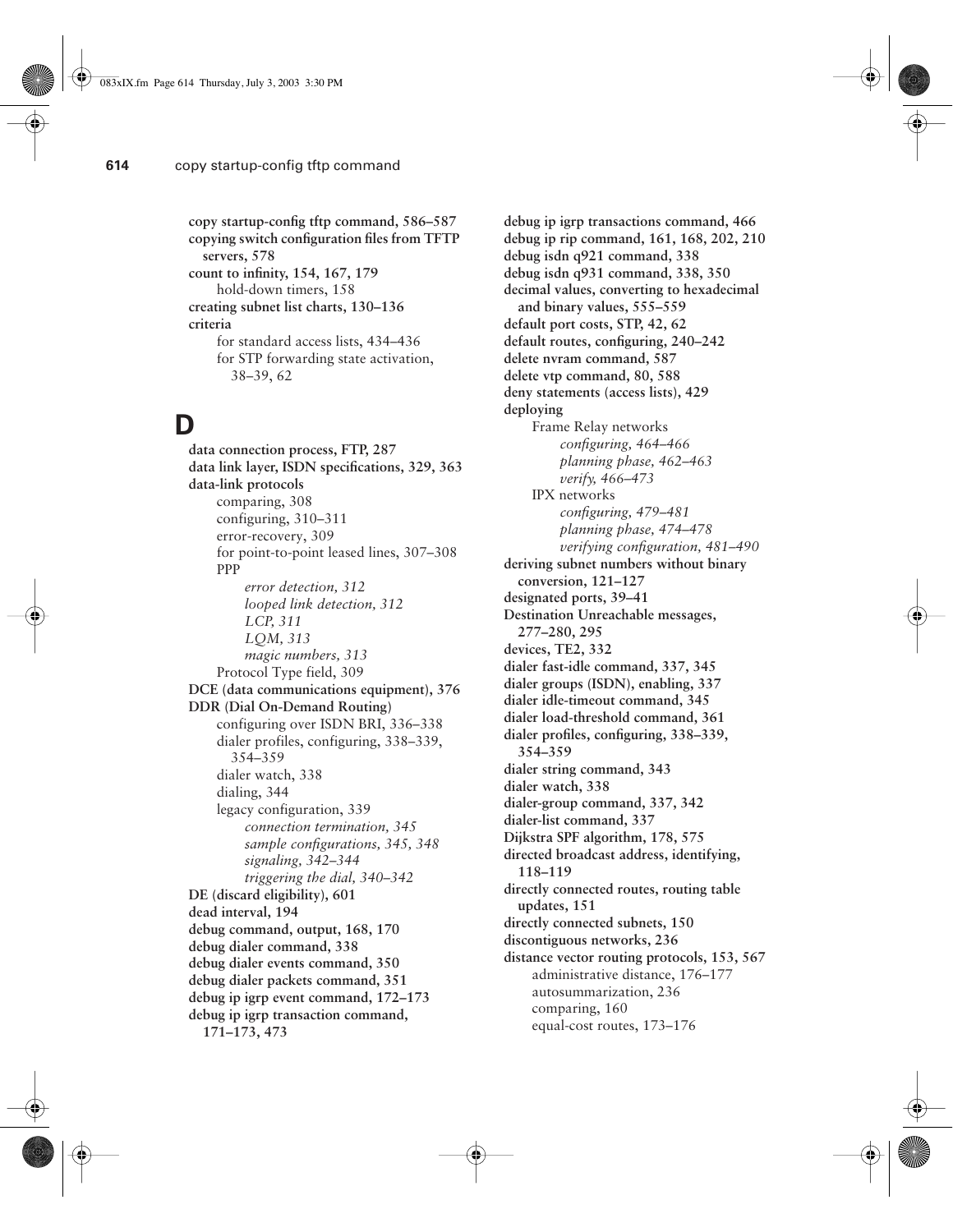**copy startup-config tftp command, 586–587**
**copying switch configuration files from TFTP servers, 578**
**count to infinity, 154, 167, 179**
- hold-down timers, 158

**creating subnet list charts, 130–136**
**criteria**
- for standard access lists, 434–436
- for STP forwarding state activation, 38–39, 62

# D

**data connection process, FTP, 287**
**data link layer, ISDN specifications, 329, 363**
**data-link protocols**
- comparing, 308
- configuring, 310–311
- error-recovery, 309
- for point-to-point leased lines, 307–308
- PPP
  - *error detection, 312*
  - *looped link detection, 312*
  - *LCP, 311*
  - *LQM, 313*
  - *magic numbers, 313*
- Protocol Type field, 309

**DCE (data communications equipment), 376**
**DDR (Dial On-Demand Routing)**
- configuring over ISDN BRI, 336–338
- dialer profiles, configuring, 338–339, 354–359
- dialer watch, 338
- dialing, 344
- legacy configuration, 339
  - *connection termination, 345*
  - *sample configurations, 345, 348*
  - *signaling, 342–344*
  - *triggering the dial, 340–342*

**DE (discard eligibility), 601**
**dead interval, 194**
**debug command, output, 168, 170**
**debug dialer command, 338**
**debug dialer events command, 350**
**debug dialer packets command, 351**
**debug ip igrp event command, 172–173**
**debug ip igrp transaction command, 171–173, 473**
**debug ip igrp transactions command, 466**
**debug ip rip command, 161, 168, 202, 210**
**debug isdn q921 command, 338**
**debug isdn q931 command, 338, 350**
**decimal values, converting to hexadecimal and binary values, 555–559**
**default port costs, STP, 42, 62**
**default routes, configuring, 240–242**
**delete nvram command, 587**
**delete vtp command, 80, 588**
**deny statements (access lists), 429**
**deploying**
- Frame Relay networks
  - *configuring, 464–466*
  - *planning phase, 462–463*
  - *verify, 466–473*
- IPX networks
  - *configuring, 479–481*
  - *planning phase, 474–478*
  - *verifying configuration, 481–490*

**deriving subnet numbers without binary conversion, 121–127**
**designated ports, 39–41**
**Destination Unreachable messages, 277–280, 295**
**devices, TE2, 332**
**dialer fast-idle command, 337, 345**
**dialer groups (ISDN), enabling, 337**
**dialer idle-timeout command, 345**
**dialer load-threshold command, 361**
**dialer profiles, configuring, 338–339, 354–359**
**dialer string command, 343**
**dialer watch, 338**
**dialer-group command, 337, 342**
**dialer-list command, 337**
**Dijkstra SPF algorithm, 178, 575**
**directed broadcast address, identifying, 118–119**
**directly connected routes, routing table updates, 151**
**directly connected subnets, 150**
**discontiguous networks, 236**
**distance vector routing protocols, 153, 567**
- administrative distance, 176–177
- autosummarization, 236
- comparing, 160
- equal-cost routes, 173–176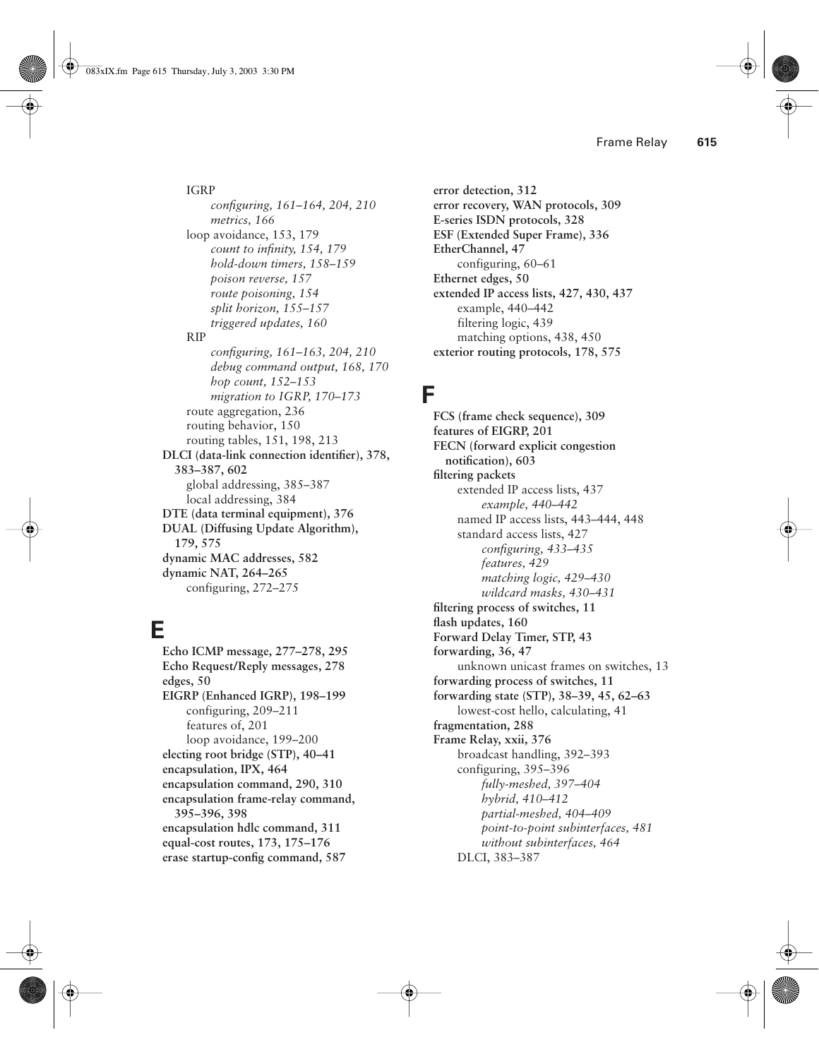IGRP
- *configuring, 161–164, 204, 210*
- *metrics, 166*

loop avoidance, 153, 179
- *count to infinity, 154, 179*
- *hold-down timers, 158–159*
- *poison reverse, 157*
- *route poisoning, 154*
- *split horizon, 155–157*
- *triggered updates, 160*

RIP
- *configuring, 161–163, 204, 210*
- *debug command output, 168, 170*
- *hop count, 152–153*
- *migration to IGRP, 170–173*

route aggregation, 236
routing behavior, 150
routing tables, 151, 198, 213

**DLCI (data-link connection identifier), 378, 383–387, 602**
- global addressing, 385–387
- local addressing, 384

**DTE (data terminal equipment), 376**
**DUAL (Diffusing Update Algorithm), 179, 575**
**dynamic MAC addresses, 582**
**dynamic NAT, 264–265**
- configuring, 272–275

# E

**Echo ICMP message, 277–278, 295**
**Echo Request/Reply messages, 278**
**edges, 50**
**EIGRP (Enhanced IGRP), 198–199**
- configuring, 209–211
- features of, 201
- loop avoidance, 199–200

**electing root bridge (STP), 40–41**
**encapsulation, IPX, 464**
**encapsulation command, 290, 310**
**encapsulation frame-relay command, 395–396, 398**
**encapsulation hdlc command, 311**
**equal-cost routes, 173, 175–176**
**erase startup-config command, 587**
**error detection, 312**
**error recovery, WAN protocols, 309**
**E-series ISDN protocols, 328**
**ESF (Extended Super Frame), 336**
**EtherChannel, 47**
- configuring, 60–61

**Ethernet edges, 50**
**extended IP access lists, 427, 430, 437**
- example, 440–442
- filtering logic, 439
- matching options, 438, 450

**exterior routing protocols, 178, 575**

# F

**FCS (frame check sequence), 309**
**features of EIGRP, 201**
**FECN (forward explicit congestion notification), 603**
**filtering packets**
- extended IP access lists, 437
  - *example, 440–442*
- named IP access lists, 443–444, 448
- standard access lists, 427
  - *configuring, 433–435*
  - *features, 429*
  - *matching logic, 429–430*
  - *wildcard masks, 430–431*

**filtering process of switches, 11**
**flash updates, 160**
**Forward Delay Timer, STP, 43**
**forwarding, 36, 47**
- unknown unicast frames on switches, 13

**forwarding process of switches, 11**
**forwarding state (STP), 38–39, 45, 62–63**
- lowest-cost hello, calculating, 41

**fragmentation, 288**
**Frame Relay, xxii, 376**
- broadcast handling, 392–393
- configuring, 395–396
  - *fully-meshed, 397–404*
  - *hybrid, 410–412*
  - *partial-meshed, 404–409*
  - *point-to-point subinterfaces, 481*
  - *without subinterfaces, 464*
- DLCI, 383–387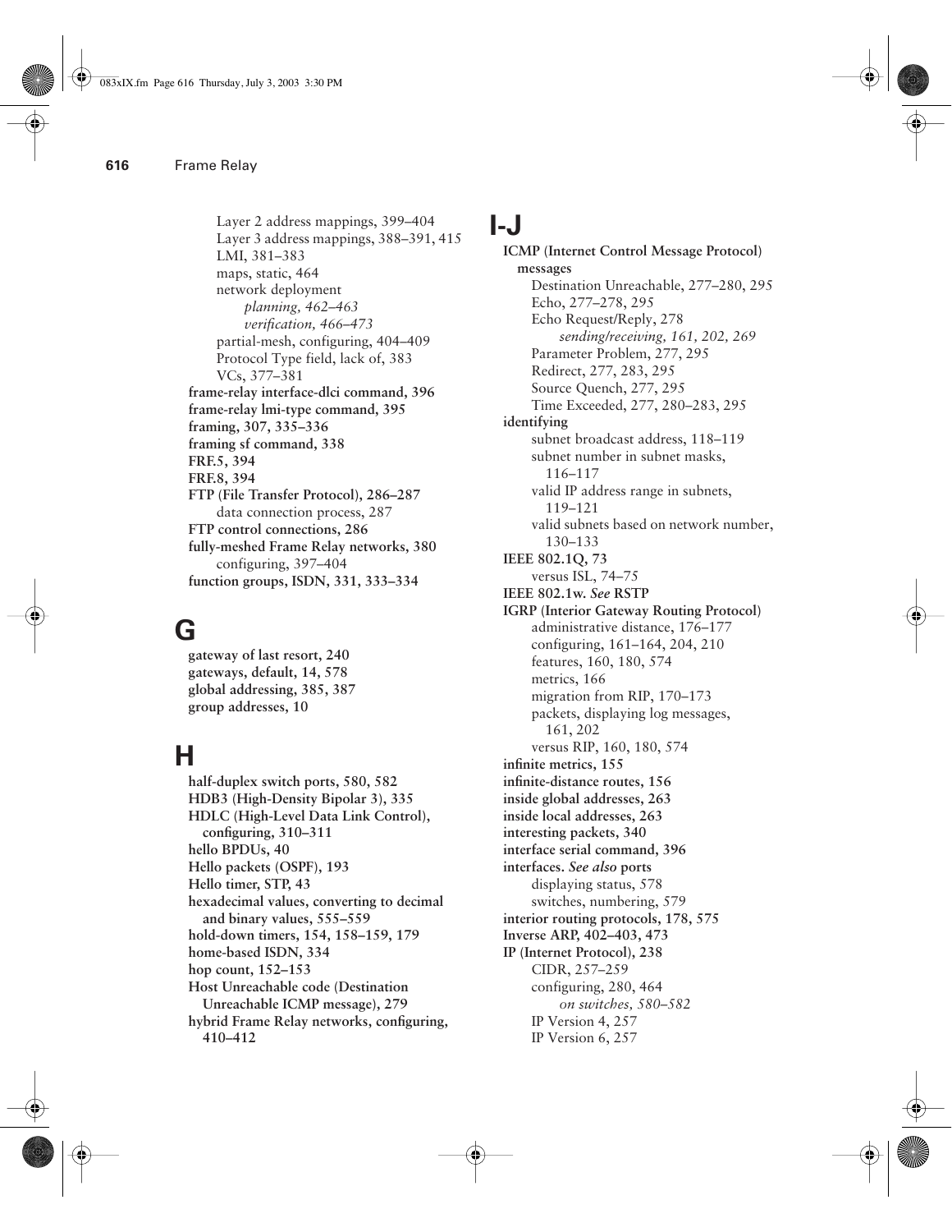Layer 2 address mappings, 399–404
Layer 3 address mappings, 388–391, 415
LMI, 381–383
maps, static, 464
network deployment
*planning, 462–463*
*verification, 466–473*
partial-mesh, configuring, 404–409
Protocol Type field, lack of, 383
VCs, 377–381

**frame-relay interface-dlci command, 396**
**frame-relay lmi-type command, 395**
**framing, 307, 335–336**
**framing sf command, 338**
**FRF.5, 394**
**FRF.8, 394**
**FTP (File Transfer Protocol), 286–287**
data connection process, 287
**FTP control connections, 286**
**fully-meshed Frame Relay networks, 380**
configuring, 397–404
**function groups, ISDN, 331, 333–334**

# G

**gateway of last resort, 240**
**gateways, default, 14, 578**
**global addressing, 385, 387**
**group addresses, 10**

# H

**half-duplex switch ports, 580, 582**
**HDB3 (High-Density Bipolar 3), 335**
**HDLC (High-Level Data Link Control), configuring, 310–311**
**hello BPDUs, 40**
**Hello packets (OSPF), 193**
**Hello timer, STP, 43**
**hexadecimal values, converting to decimal and binary values, 555–559**
**hold-down timers, 154, 158–159, 179**
**home-based ISDN, 334**
**hop count, 152–153**
**Host Unreachable code (Destination Unreachable ICMP message), 279**
**hybrid Frame Relay networks, configuring, 410–412**

# I-J

**ICMP (Internet Control Message Protocol) messages**
Destination Unreachable, 277–280, 295
Echo, 277–278, 295
Echo Request/Reply, 278
*sending/receiving, 161, 202, 269*
Parameter Problem, 277, 295
Redirect, 277, 283, 295
Source Quench, 277, 295
Time Exceeded, 277, 280–283, 295

**identifying**
subnet broadcast address, 118–119
subnet number in subnet masks, 116–117
valid IP address range in subnets, 119–121
valid subnets based on network number, 130–133

**IEEE 802.1Q, 73**
versus ISL, 74–75
**IEEE 802.1w.** ***See*** **RSTP**
**IGRP (Interior Gateway Routing Protocol)**
administrative distance, 176–177
configuring, 161–164, 204, 210
features, 160, 180, 574
metrics, 166
migration from RIP, 170–173
packets, displaying log messages, 161, 202
versus RIP, 160, 180, 574

**infinite metrics, 155**
**infinite-distance routes, 156**
**inside global addresses, 263**
**inside local addresses, 263**
**interesting packets, 340**
**interface serial command, 396**
**interfaces.** ***See also*** **ports**
displaying status, 578
switches, numbering, 579
**interior routing protocols, 178, 575**
**Inverse ARP, 402–403, 473**
**IP (Internet Protocol), 238**
CIDR, 257–259
configuring, 280, 464
*on switches, 580–582*
IP Version 4, 257
IP Version 6, 257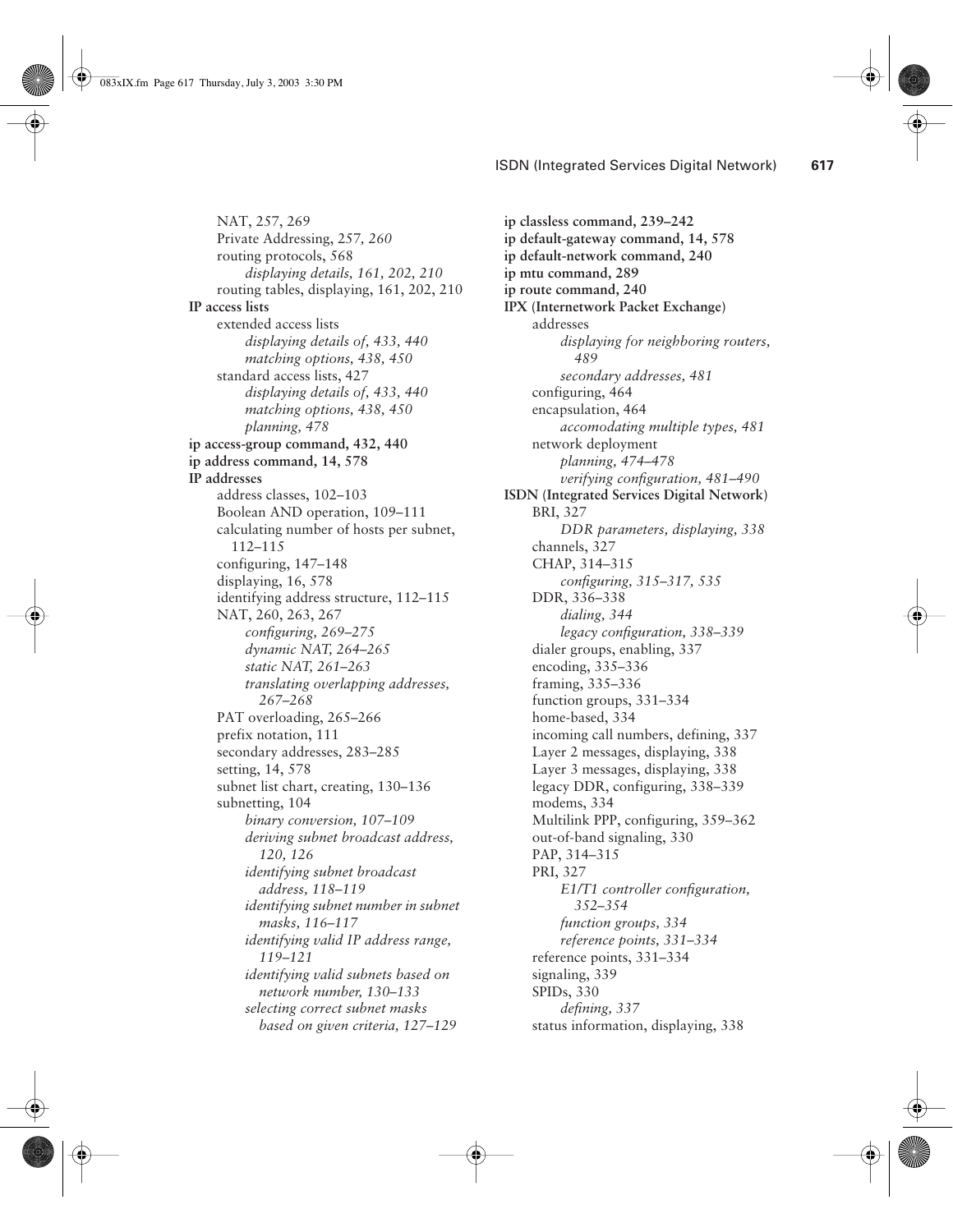NAT, 257, 269
Private Addressing, 257, *260*
routing protocols, 568
*displaying details, 161, 202, 210*
routing tables, displaying, 161, 202, 210

**IP access lists**
extended access lists
*displaying details of, 433, 440*
*matching options, 438, 450*
standard access lists, 427
*displaying details of, 433, 440*
*matching options, 438, 450*
*planning, 478*

**ip access-group command, 432, 440**

**ip address command, 14, 578**

**IP addresses**
address classes, 102–103
Boolean AND operation, 109–111
calculating number of hosts per subnet, 112–115
configuring, 147–148
displaying, 16, 578
identifying address structure, 112–115
NAT, 260, 263, 267
*configuring, 269–275*
*dynamic NAT, 264–265*
*static NAT, 261–263*
*translating overlapping addresses, 267–268*
PAT overloading, 265–266
prefix notation, 111
secondary addresses, 283–285
setting, 14, 578
subnet list chart, creating, 130–136
subnetting, 104
*binary conversion, 107–109*
*deriving subnet broadcast address, 120, 126*
*identifying subnet broadcast address, 118–119*
*identifying subnet number in subnet masks, 116–117*
*identifying valid IP address range, 119–121*
*identifying valid subnets based on network number, 130–133*
*selecting correct subnet masks based on given criteria, 127–129*

**ip classless command, 239–242**

**ip default-gateway command, 14, 578**

**ip default-network command, 240**

**ip mtu command, 289**

**ip route command, 240**

**IPX (Internetwork Packet Exchange)**
addresses
*displaying for neighboring routers, 489*
*secondary addresses, 481*
configuring, 464
encapsulation, 464
*accomodating multiple types, 481*
network deployment
*planning, 474–478*
*verifying configuration, 481–490*

**ISDN (Integrated Services Digital Network)**
BRI, 327
*DDR parameters, displaying, 338*
channels, 327
CHAP, 314–315
*configuring, 315–317, 535*
DDR, 336–338
*dialing, 344*
*legacy configuration, 338–339*
dialer groups, enabling, 337
encoding, 335–336
framing, 335–336
function groups, 331–334
home-based, 334
incoming call numbers, defining, 337
Layer 2 messages, displaying, 338
Layer 3 messages, displaying, 338
legacy DDR, configuring, 338–339
modems, 334
Multilink PPP, configuring, 359–362
out-of-band signaling, 330
PAP, 314–315
PRI, 327
*E1/T1 controller configuration, 352–354*
*function groups, 334*
*reference points, 331–334*
reference points, 331–334
signaling, 339
SPIDs, 330
*defining, 337*
status information, displaying, 338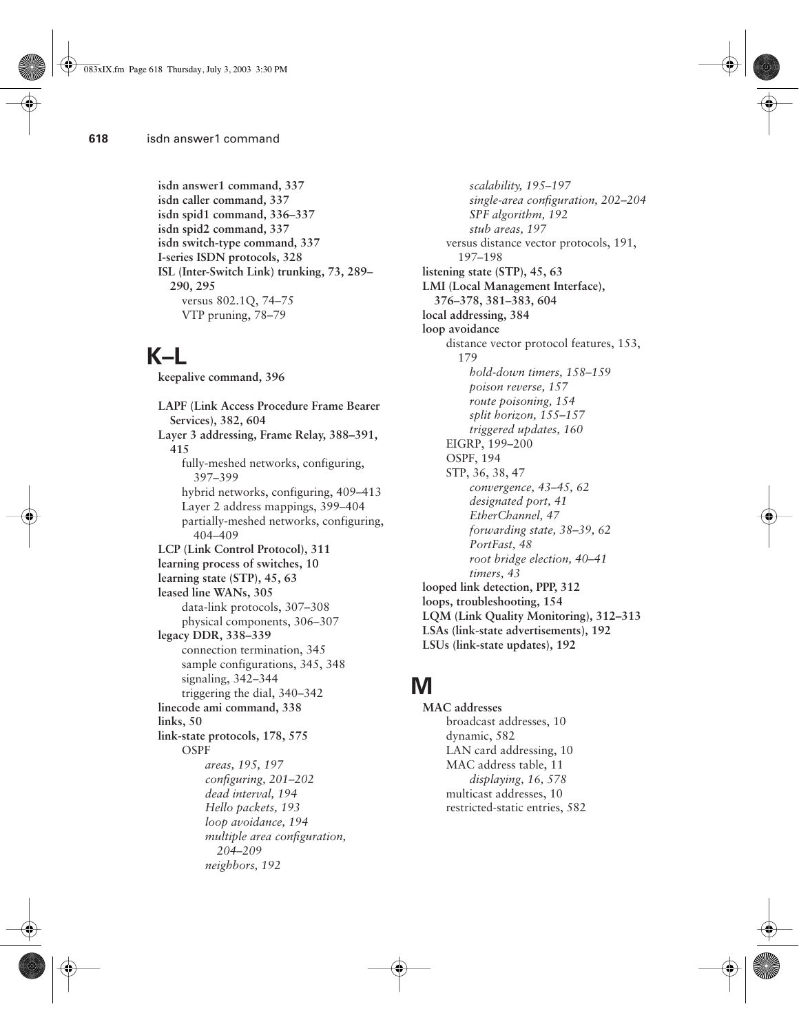**isdn answer1 command, 337**
**isdn caller command, 337**
**isdn spid1 command, 336–337**
**isdn spid2 command, 337**
**isdn switch-type command, 337**
**I-series ISDN protocols, 328**
**ISL (Inter-Switch Link) trunking, 73, 289–290, 295**
- versus 802.1Q, 74–75
- VTP pruning, 78–79

## K–L

**keepalive command, 396**

**LAPF (Link Access Procedure Frame Bearer Services), 382, 604**
**Layer 3 addressing, Frame Relay, 388–391, 415**
- fully-meshed networks, configuring, 397–399
- hybrid networks, configuring, 409–413
- Layer 2 address mappings, 399–404
- partially-meshed networks, configuring, 404–409

**LCP (Link Control Protocol), 311**
**learning process of switches, 10**
**learning state (STP), 45, 63**
**leased line WANs, 305**
- data-link protocols, 307–308
- physical components, 306–307

**legacy DDR, 338–339**
- connection termination, 345
- sample configurations, 345, 348
- signaling, 342–344
- triggering the dial, 340–342

**linecode ami command, 338**
**links, 50**
**link-state protocols, 178, 575**
- OSPF
  - *areas, 195, 197*
  - *configuring, 201–202*
  - *dead interval, 194*
  - *Hello packets, 193*
  - *loop avoidance, 194*
  - *multiple area configuration, 204–209*
  - *neighbors, 192*
  - *scalability, 195–197*
  - *single-area configuration, 202–204*
  - *SPF algorithm, 192*
  - *stub areas, 197*
- versus distance vector protocols, 191, 197–198

**listening state (STP), 45, 63**
**LMI (Local Management Interface), 376–378, 381–383, 604**
**local addressing, 384**
**loop avoidance**
- distance vector protocol features, 153, 179
  - *hold-down timers, 158–159*
  - *poison reverse, 157*
  - *route poisoning, 154*
  - *split horizon, 155–157*
  - *triggered updates, 160*
- EIGRP, 199–200
- OSPF, 194
- STP, 36, 38, 47
  - *convergence, 43–45, 62*
  - *designated port, 41*
  - *EtherChannel, 47*
  - *forwarding state, 38–39, 62*
  - *PortFast, 48*
  - *root bridge election, 40–41*
  - *timers, 43*

**looped link detection, PPP, 312**
**loops, troubleshooting, 154**
**LQM (Link Quality Monitoring), 312–313**
**LSAs (link-state advertisements), 192**
**LSUs (link-state updates), 192**

## M

**MAC addresses**
- broadcast addresses, 10
- dynamic, 582
- LAN card addressing, 10
- MAC address table, 11
  - *displaying, 16, 578*
- multicast addresses, 10
- restricted-static entries, 582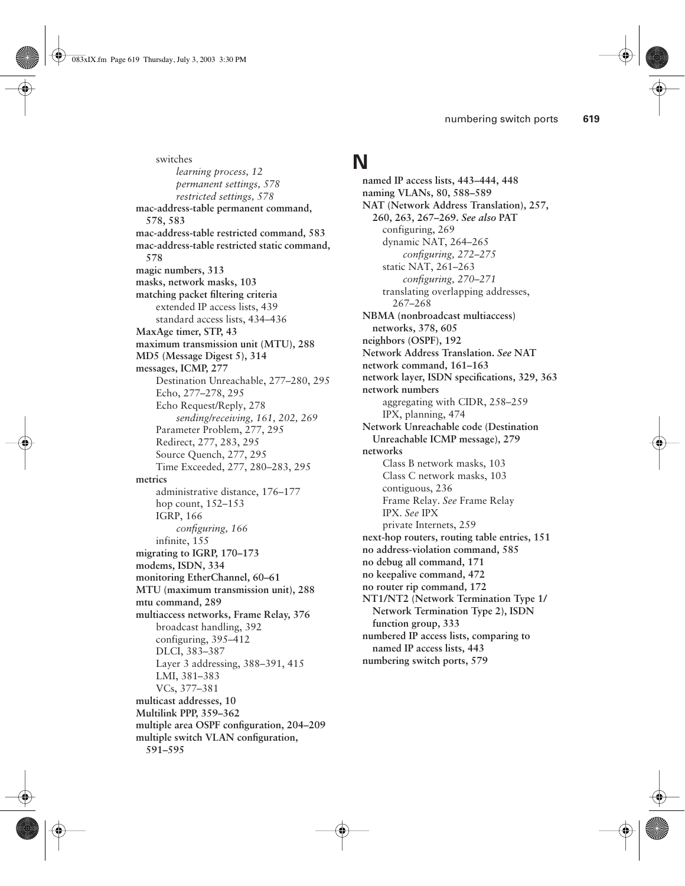switches
*learning process, 12*
*permanent settings, 578*
*restricted settings, 578*
**mac-address-table permanent command, 578, 583**
**mac-address-table restricted command, 583**
**mac-address-table restricted static command, 578**
**magic numbers, 313**
**masks, network masks, 103**
**matching packet filtering criteria**
extended IP access lists, 439
standard access lists, 434–436
**MaxAge timer, STP, 43**
**maximum transmission unit (MTU), 288**
**MD5 (Message Digest 5), 314**
**messages, ICMP, 277**
Destination Unreachable, 277–280, 295
Echo, 277–278, 295
Echo Request/Reply, 278
*sending/receiving, 161, 202, 269*
Parameter Problem, 277, 295
Redirect, 277, 283, 295
Source Quench, 277, 295
Time Exceeded, 277, 280–283, 295
**metrics**
administrative distance, 176–177
hop count, 152–153
IGRP, 166
*configuring, 166*
infinite, 155
**migrating to IGRP, 170–173**
**modems, ISDN, 334**
**monitoring EtherChannel, 60–61**
**MTU (maximum transmission unit), 288**
**mtu command, 289**
**multiaccess networks, Frame Relay, 376**
broadcast handling, 392
configuring, 395–412
DLCI, 383–387
Layer 3 addressing, 388–391, 415
LMI, 381–383
VCs, 377–381
**multicast addresses, 10**
**Multilink PPP, 359–362**
**multiple area OSPF configuration, 204–209**
**multiple switch VLAN configuration, 591–595**

# N

**named IP access lists, 443–444, 448**
**naming VLANs, 80, 588–589**
**NAT (Network Address Translation), 257, 260, 263, 267–269.** ***See also*** **PAT**
configuring, 269
dynamic NAT, 264–265
*configuring, 272–275*
static NAT, 261–263
*configuring, 270–271*
translating overlapping addresses, 267–268
**NBMA (nonbroadcast multiaccess) networks, 378, 605**
**neighbors (OSPF), 192**
**Network Address Translation.** ***See*** **NAT**
**network command, 161–163**
**network layer, ISDN specifications, 329, 363**
**network numbers**
aggregating with CIDR, 258–259
IPX, planning, 474
**Network Unreachable code (Destination Unreachable ICMP message), 279**
**networks**
Class B network masks, 103
Class C network masks, 103
contiguous, 236
Frame Relay. *See* Frame Relay
IPX. *See* IPX
private Internets, 259
**next-hop routers, routing table entries, 151**
**no address-violation command, 585**
**no debug all command, 171**
**no keepalive command, 472**
**no router rip command, 172**
**NT1/NT2 (Network Termination Type 1/ Network Termination Type 2), ISDN function group, 333**
**numbered IP access lists, comparing to named IP access lists, 443**
**numbering switch ports, 579**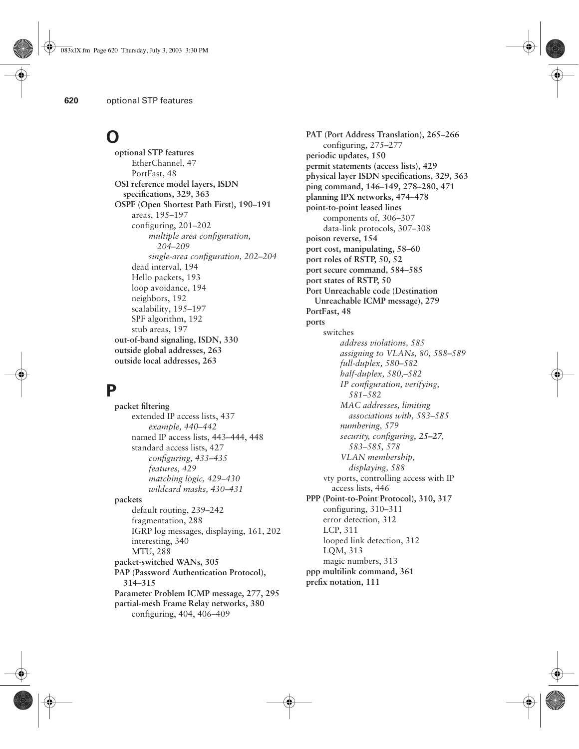# O

**optional STP features**
- EtherChannel, 47
- PortFast, 48

**OSI reference model layers, ISDN specifications, 329, 363**

**OSPF (Open Shortest Path First), 190–191**
- areas, 195–197
- configuring, 201–202
  - *multiple area configuration, 204–209*
  - *single-area configuration, 202–204*
- dead interval, 194
- Hello packets, 193
- loop avoidance, 194
- neighbors, 192
- scalability, 195–197
- SPF algorithm, 192
- stub areas, 197

**out-of-band signaling, ISDN, 330**

**outside global addresses, 263**

**outside local addresses, 263**

# P

**packet filtering**
- extended IP access lists, 437
  - *example, 440–442*
- named IP access lists, 443–444, 448
- standard access lists, 427
  - *configuring, 433–435*
  - *features, 429*
  - *matching logic, 429–430*
  - *wildcard masks, 430–431*

**packets**
- default routing, 239–242
- fragmentation, 288
- IGRP log messages, displaying, 161, 202
- interesting, 340
- MTU, 288

**packet-switched WANs, 305**

**PAP (Password Authentication Protocol), 314–315**

**Parameter Problem ICMP message, 277, 295**

**partial-mesh Frame Relay networks, 380**
- configuring, 404, 406–409

**PAT (Port Address Translation), 265–266**
- configuring, 275–277

**periodic updates, 150**

**permit statements (access lists), 429**

**physical layer ISDN specifications, 329, 363**

**ping command, 146–149, 278–280, 471**

**planning IPX networks, 474–478**

**point-to-point leased lines**
- components of, 306–307
- data-link protocols, 307–308

**poison reverse, 154**

**port cost, manipulating, 58–60**

**port roles of RSTP, 50, 52**

**port secure command, 584–585**

**port states of RSTP, 50**

**Port Unreachable code (Destination Unreachable ICMP message), 279**

**PortFast, 48**

**ports**
- switches
  - *address violations, 585*
  - *assigning to VLANs, 80, 588–589*
  - *full-duplex, 580–582*
  - *half-duplex, 580,–582*
  - *IP configuration, verifying, 581–582*
  - *MAC addresses, limiting associations with, 583–585*
  - *numbering, 579*
  - *security, configuring,* ***25–27****, 583–585, 578*
  - *VLAN membership, displaying, 588*
- vty ports, controlling access with IP access lists, 446

**PPP (Point-to-Point Protocol), 310, 317**
- configuring, 310–311
- error detection, 312
- LCP, 311
- looped link detection, 312
- LQM, 313
- magic numbers, 313

**ppp multilink command, 361**

**prefix notation, 111**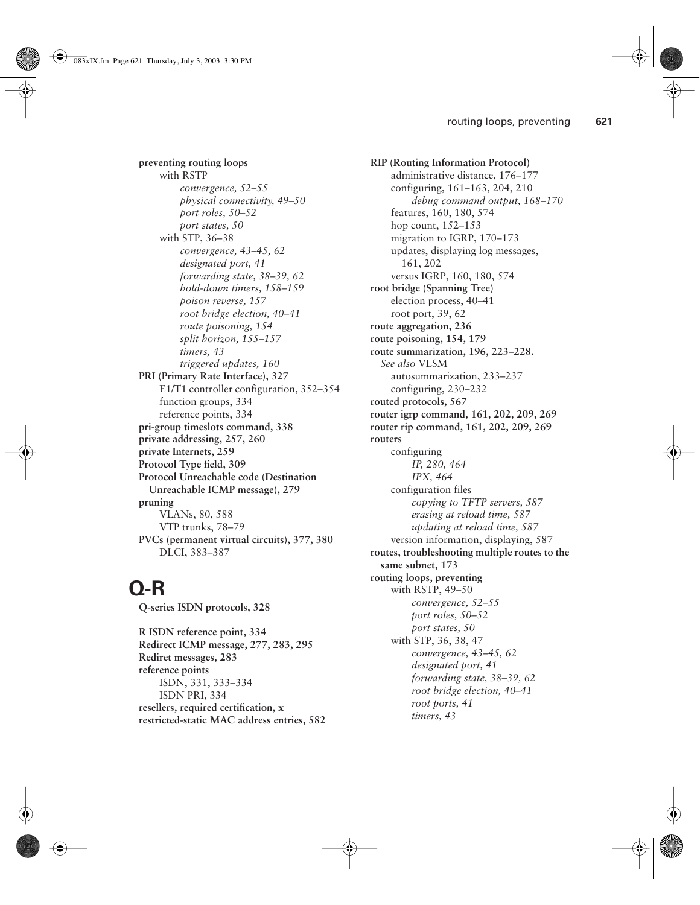**preventing routing loops**
- with RSTP
  - *convergence, 52–55*
  - *physical connectivity, 49–50*
  - *port roles, 50–52*
  - *port states, 50*
- with STP, 36–38
  - *convergence, 43–45, 62*
  - *designated port, 41*
  - *forwarding state, 38–39, 62*
  - *hold-down timers, 158–159*
  - *poison reverse, 157*
  - *root bridge election, 40–41*
  - *route poisoning, 154*
  - *split horizon, 155–157*
  - *timers, 43*
  - *triggered updates, 160*

**PRI (Primary Rate Interface), 327**
- E1/T1 controller configuration, 352–354
- function groups, 334
- reference points, 334

**pri-group timeslots command, 338**

**private addressing, 257, 260**

**private Internets, 259**

**Protocol Type field, 309**

**Protocol Unreachable code (Destination Unreachable ICMP message), 279**

**pruning**
- VLANs, 80, 588
- VTP trunks, 78–79

**PVCs (permanent virtual circuits), 377, 380**
- DLCI, 383–387

# Q-R

**Q-series ISDN protocols, 328**

**R ISDN reference point, 334**

**Redirect ICMP message, 277, 283, 295**

**Rediret messages, 283**

**reference points**
- ISDN, 331, 333–334
- ISDN PRI, 334

**resellers, required certification, x**

**restricted-static MAC address entries, 582**

**RIP (Routing Information Protocol)**
- administrative distance, 176–177
- configuring, 161–163, 204, 210
  - *debug command output, 168–170*
- features, 160, 180, 574
- hop count, 152–153
- migration to IGRP, 170–173
- updates, displaying log messages, 161, 202
- versus IGRP, 160, 180, 574

**root bridge (Spanning Tree)**
- election process, 40–41
- root port, 39, 62

**route aggregation, 236**

**route poisoning, 154, 179**

**route summarization, 196, 223–228.** *See also* VLSM
- autosummarization, 233–237
- configuring, 230–232

**routed protocols, 567**

**router igrp command, 161, 202, 209, 269**

**router rip command, 161, 202, 209, 269**

**routers**
- configuring
  - *IP, 280, 464*
  - *IPX, 464*
- configuration files
  - *copying to TFTP servers, 587*
  - *erasing at reload time, 587*
  - *updating at reload time, 587*
- version information, displaying, 587

**routes, troubleshooting multiple routes to the same subnet, 173**

**routing loops, preventing**
- with RSTP, 49–50
  - *convergence, 52–55*
  - *port roles, 50–52*
  - *port states, 50*
- with STP, 36, 38, 47
  - *convergence, 43–45, 62*
  - *designated port, 41*
  - *forwarding state, 38–39, 62*
  - *root bridge election, 40–41*
  - *root ports, 41*
  - *timers, 43*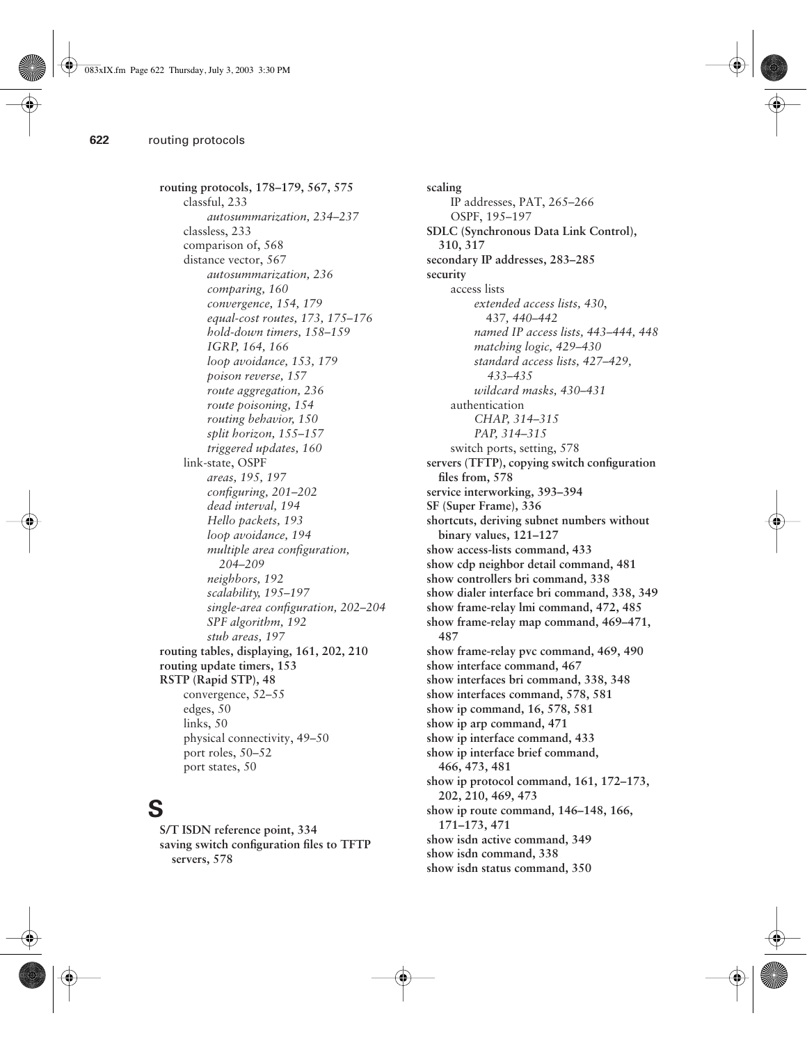**routing protocols, 178–179, 567, 575**
- classful, 233
  - *autosummarization, 234–237*
- classless, 233
- comparison of, 568
- distance vector, 567
  - *autosummarization, 236*
  - *comparing, 160*
  - *convergence, 154, 179*
  - *equal-cost routes, 173, 175–176*
  - *hold-down timers, 158–159*
  - *IGRP, 164, 166*
  - *loop avoidance, 153, 179*
  - *poison reverse, 157*
  - *route aggregation, 236*
  - *route poisoning, 154*
  - *routing behavior, 150*
  - *split horizon, 155–157*
  - *triggered updates, 160*
- link-state, OSPF
  - *areas, 195, 197*
  - *configuring, 201–202*
  - *dead interval, 194*
  - *Hello packets, 193*
  - *loop avoidance, 194*
  - *multiple area configuration, 204–209*
  - *neighbors, 192*
  - *scalability, 195–197*
  - *single-area configuration, 202–204*
  - *SPF algorithm, 192*
  - *stub areas, 197*

**routing tables, displaying, 161, 202, 210**

**routing update timers, 153**

**RSTP (Rapid STP), 48**
- convergence, 52–55
- edges, 50
- links, 50
- physical connectivity, 49–50
- port roles, 50–52
- port states, 50

# S

**S/T ISDN reference point, 334**

**saving switch configuration files to TFTP servers, 578**

**scaling**
- IP addresses, PAT, 265–266
- OSPF, 195–197

**SDLC (Synchronous Data Link Control), 310, 317**

**secondary IP addresses, 283–285**

**security**
- access lists
  - *extended access lists, 430, 437, 440–442*
  - *named IP access lists, 443–444, 448*
  - *matching logic, 429–430*
  - *standard access lists, 427–429, 433–435*
  - *wildcard masks, 430–431*
- authentication
  - *CHAP, 314–315*
  - *PAP, 314–315*
- switch ports, setting, 578

**servers (TFTP), copying switch configuration files from, 578**

**service interworking, 393–394**

**SF (Super Frame), 336**

**shortcuts, deriving subnet numbers without binary values, 121–127**

**show access-lists command, 433**

**show cdp neighbor detail command, 481**

**show controllers bri command, 338**

**show dialer interface bri command, 338, 349**

**show frame-relay lmi command, 472, 485**

**show frame-relay map command, 469–471, 487**

**show frame-relay pvc command, 469, 490**

**show interface command, 467**

**show interfaces bri command, 338, 348**

**show interfaces command, 578, 581**

**show ip command, 16, 578, 581**

**show ip arp command, 471**

**show ip interface command, 433**

**show ip interface brief command, 466, 473, 481**

**show ip protocol command, 161, 172–173, 202, 210, 469, 473**

**show ip route command, 146–148, 166, 171–173, 471**

**show isdn active command, 349**

**show isdn command, 338**

**show isdn status command, 350**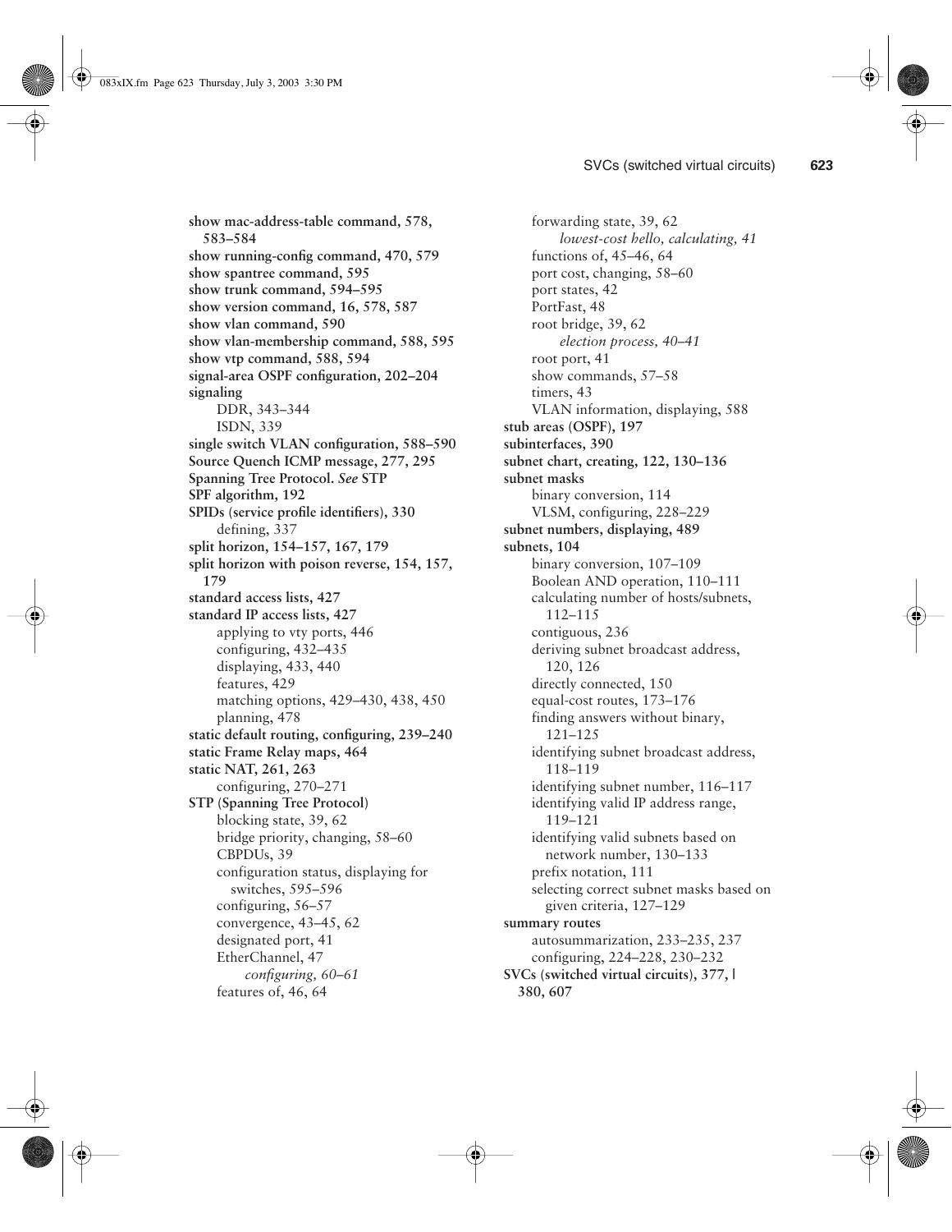**show mac-address-table command, 578, 583–584**
**show running-config command, 470, 579**
**show spantree command, 595**
**show trunk command, 594–595**
**show version command, 16, 578, 587**
**show vlan command, 590**
**show vlan-membership command, 588, 595**
**show vtp command, 588, 594**
**signal-area OSPF configuration, 202–204**
**signaling**
- DDR, 343–344
- ISDN, 339

**single switch VLAN configuration, 588–590**
**Source Quench ICMP message, 277, 295**
**Spanning Tree Protocol.** ***See* STP**
**SPF algorithm, 192**
**SPIDs (service profile identifiers), 330**
- defining, 337

**split horizon, 154–157, 167, 179**
**split horizon with poison reverse, 154, 157, 179**
**standard access lists, 427**
**standard IP access lists, 427**
- applying to vty ports, 446
- configuring, 432–435
- displaying, 433, 440
- features, 429
- matching options, 429–430, 438, 450
- planning, 478

**static default routing, configuring, 239–240**
**static Frame Relay maps, 464**
**static NAT, 261, 263**
- configuring, 270–271

**STP (Spanning Tree Protocol)**
- blocking state, 39, 62
- bridge priority, changing, 58–60
- CBPDUs, 39
- configuration status, displaying for switches, 595–596
- configuring, 56–57
- convergence, 43–45, 62
- designated port, 41
- EtherChannel, 47
  - *configuring, 60–61*
- features of, 46, 64
- forwarding state, 39, 62
  - *lowest-cost hello, calculating, 41*
- functions of, 45–46, 64
- port cost, changing, 58–60
- port states, 42
- PortFast, 48
- root bridge, 39, 62
  - *election process, 40–41*
- root port, 41
- show commands, 57–58
- timers, 43
- VLAN information, displaying, 588

**stub areas (OSPF), 197**
**subinterfaces, 390**
**subnet chart, creating, 122, 130–136**
**subnet masks**
- binary conversion, 114
- VLSM, configuring, 228–229

**subnet numbers, displaying, 489**
**subnets, 104**
- binary conversion, 107–109
- Boolean AND operation, 110–111
- calculating number of hosts/subnets, 112–115
- contiguous, 236
- deriving subnet broadcast address, 120, 126
- directly connected, 150
- equal-cost routes, 173–176
- finding answers without binary, 121–125
- identifying subnet broadcast address, 118–119
- identifying subnet number, 116–117
- identifying valid IP address range, 119–121
- identifying valid subnets based on network number, 130–133
- prefix notation, 111
- selecting correct subnet masks based on given criteria, 127–129

**summary routes**
- autosummarization, 233–235, 237
- configuring, 224–228, 230–232

**SVCs (switched virtual circuits), 377, 380, 607**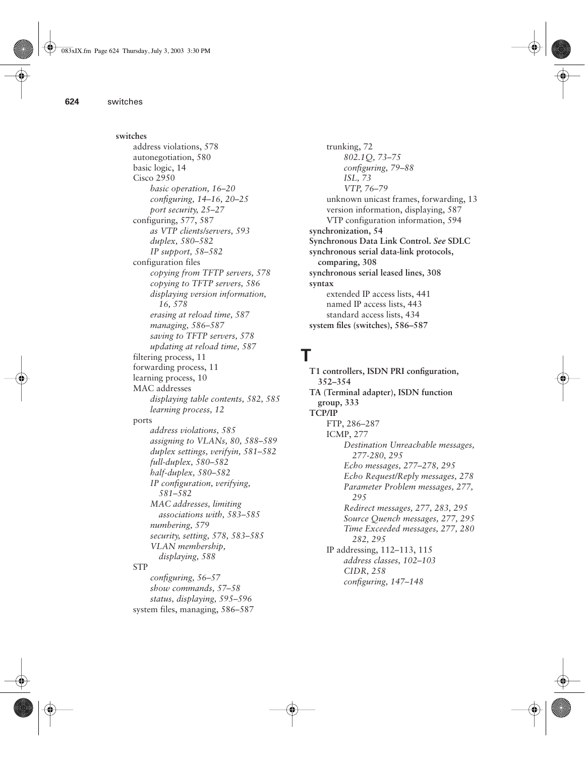**switches**

- address violations, 578
- autonegotiation, 580
- basic logic, 14
- Cisco 2950
  - *basic operation, 16–20*
  - *configuring, 14–16, 20–25*
  - *port security, 25–27*
- configuring, 577, 587
  - *as VTP clients/servers, 593*
  - *duplex, 580–582*
  - *IP support, 58–582*
- configuration files
  - *copying from TFTP servers, 578*
  - *copying to TFTP servers, 586*
  - *displaying version information, 16, 578*
  - *erasing at reload time, 587*
  - *managing, 586–587*
  - *saving to TFTP servers, 578*
  - *updating at reload time, 587*
- filtering process, 11
- forwarding process, 11
- learning process, 10
- MAC addresses
  - *displaying table contents, 582, 585*
  - *learning process, 12*
- ports
  - *address violations, 585*
  - *assigning to VLANs, 80, 588–589*
  - *duplex settings, verifyin, 581–582*
  - *full-duplex, 580–582*
  - *half-duplex, 580–582*
  - *IP configuration, verifying, 581–582*
  - *MAC addresses, limiting associations with, 583–585*
  - *numbering, 579*
  - *security, setting, 578, 583–585*
  - *VLAN membership, displaying, 588*
- STP
  - *configuring, 56–57*
  - *show commands, 57–58*
  - *status, displaying, 595–596*
- system files, managing, 586–587
- trunking, 72
  - *802.1Q, 73–75*
  - *configuring, 79–88*
  - *ISL, 73*
  - *VTP, 76–79*
- unknown unicast frames, forwarding, 13
- version information, displaying, 587
- VTP configuration information, 594

**synchronization, 54**

**Synchronous Data Link Control.** ***See*** **SDLC**

**synchronous serial data-link protocols, comparing, 308**

**synchronous serial leased lines, 308**

**syntax**

- extended IP access lists, 441
- named IP access lists, 443
- standard access lists, 434

**system files (switches), 586–587**

# T

**T1 controllers, ISDN PRI configuration, 352–354**

**TA (Terminal adapter), ISDN function group, 333**

**TCP/IP**

- FTP, 286–287
- ICMP, 277
  - *Destination Unreachable messages, 277-280, 295*
  - *Echo messages, 277–278, 295*
  - *Echo Request/Reply messages, 278*
  - *Parameter Problem messages, 277, 295*
  - *Redirect messages, 277, 283, 295*
  - *Source Quench messages, 277, 295*
  - *Time Exceeded messages, 277, 280 282, 295*
- IP addressing, 112–113, 115
  - *address classes, 102–103*
  - *CIDR, 258*
  - *configuring, 147–148*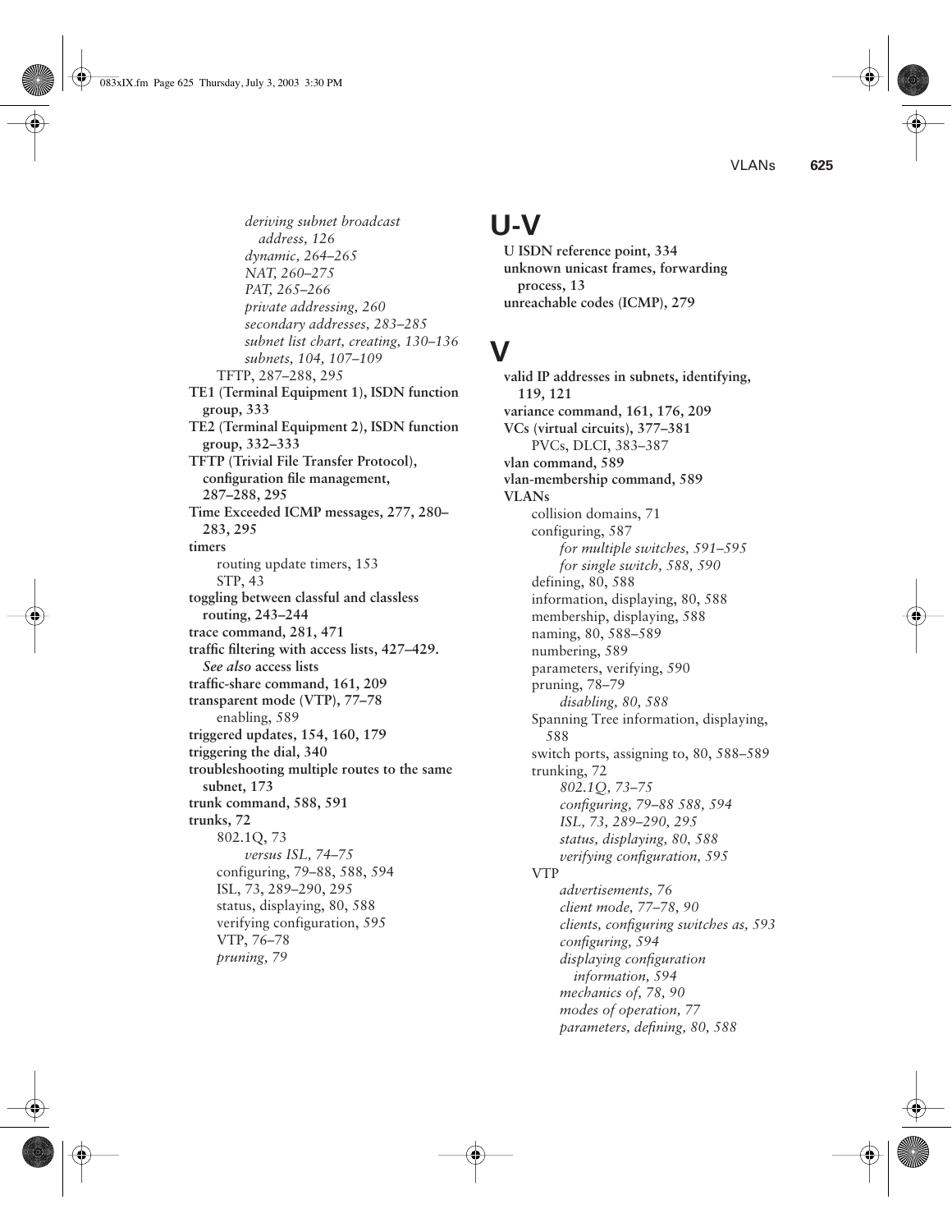*deriving subnet broadcast address, 126*
*dynamic, 264–265*
*NAT, 260–275*
*PAT, 265–266*
*private addressing, 260*
*secondary addresses, 283–285*
*subnet list chart, creating, 130–136*
*subnets, 104, 107–109*
TFTP, 287–288, 295

**TE1 (Terminal Equipment 1), ISDN function group, 333**
**TE2 (Terminal Equipment 2), ISDN function group, 332–333**
**TFTP (Trivial File Transfer Protocol), configuration file management, 287–288, 295**
**Time Exceeded ICMP messages, 277, 280–283, 295**
**timers**
routing update timers, 153
STP, 43

**toggling between classful and classless routing, 243–244**
**trace command, 281, 471**
**traffic filtering with access lists, 427–429.** *See also* **access lists**
**traffic-share command, 161, 209**
**transparent mode (VTP), 77–78**
enabling, *589*

**triggered updates, 154, 160, 179**
**triggering the dial, 340**
**troubleshooting multiple routes to the same subnet, 173**
**trunk command, 588, 591**
**trunks, 72**
802.1Q, 73
*versus ISL, 74–75*
configuring, 79–88, 588, 594
ISL, 73, 289–290, *295*
status, displaying, 80, 588
verifying configuration, 595
VTP, 76–78
*pruning, 79*

# U-V

**U ISDN reference point, 334**
**unknown unicast frames, forwarding process, 13**
**unreachable codes (ICMP), 279**

# V

**valid IP addresses in subnets, identifying, 119, 121**
**variance command, 161, 176, 209**
**VCs (virtual circuits), 377–381**
PVCs, DLCI, 383–387

**vlan command, 589**
**vlan-membership command, 589**
**VLANs**
collision domains, 71
configuring, 587
*for multiple switches, 591–595*
*for single switch, 588, 590*
defining, 80, 588
information, displaying, 80, 588
membership, displaying, 588
naming, 80, 588–589
numbering, 589
parameters, verifying, *590*
pruning, 78–79
*disabling, 80, 588*
Spanning Tree information, displaying, 588
switch ports, assigning to, 80, 588–589
trunking, 72
*802.1Q, 73–75*
*configuring, 79–88 588, 594*
*ISL, 73, 289–290, 295*
*status, displaying, 80, 588*
*verifying configuration, 595*
VTP
*advertisements, 76*
*client mode, 77–78, 90*
*clients, configuring switches as, 593*
*configuring, 594*
*displaying configuration information, 594*
*mechanics of, 78, 90*
*modes of operation, 77*
*parameters, defining, 80, 588*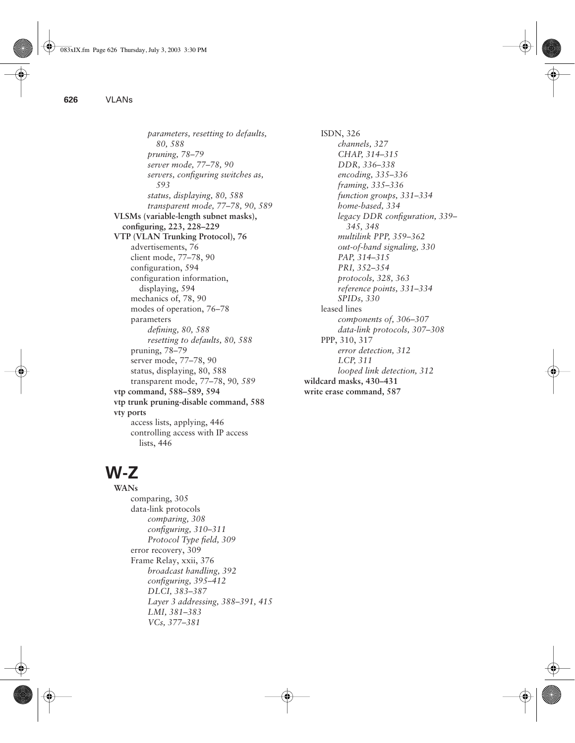*parameters, resetting to defaults, 80, 588*
*pruning, 78–79*
*server mode, 77–78, 90*
*servers, configuring switches as, 593*
*status, displaying, 80, 588*
*transparent mode, 77–78, 90, 589*

**VLSMs (variable-length subnet masks), configuring, 223, 228–229**

**VTP (VLAN Trunking Protocol), 76**
- advertisements, 76
- client mode, 77–78, 90
- configuration, 594
- configuration information, displaying, 594
- mechanics of, 78, 90
- modes of operation, 76–78
- parameters
  - *defining, 80, 588*
  - *resetting to defaults, 80, 588*
- pruning, 78–79
- server mode, 77–78, 90
- status, displaying, 80, 588
- transparent mode, 77–78, 90, *589*

**vtp command, 588–589, 594**

**vtp trunk pruning-disable command, 588**

**vty ports**
- access lists, applying, 446
- controlling access with IP access lists, 446

# W-Z

**WANs**
- comparing, 305
- data-link protocols
  - *comparing, 308*
  - *configuring, 310–311*
  - *Protocol Type field, 309*
- error recovery, 309
- Frame Relay, xxii, 376
  - *broadcast handling, 392*
  - *configuring, 395–412*
  - *DLCI, 383–387*
  - *Layer 3 addressing, 388–391, 415*
  - *LMI, 381–383*
  - *VCs, 377–381*
- ISDN, 326
  - *channels, 327*
  - *CHAP, 314–315*
  - *DDR, 336–338*
  - *encoding, 335–336*
  - *framing, 335–336*
  - *function groups, 331–334*
  - *home-based, 334*
  - *legacy DDR configuration, 339–345, 348*
  - *multilink PPP, 359–362*
  - *out-of-band signaling, 330*
  - *PAP, 314–315*
  - *PRI, 352–354*
  - *protocols, 328, 363*
  - *reference points, 331–334*
  - *SPIDs, 330*
- leased lines
  - *components of, 306–307*
  - *data-link protocols, 307–308*
- PPP, 310, 317
  - *error detection, 312*
  - *LCP, 311*
  - *looped link detection, 312*

**wildcard masks, 430–431**

**write erase command, 587**